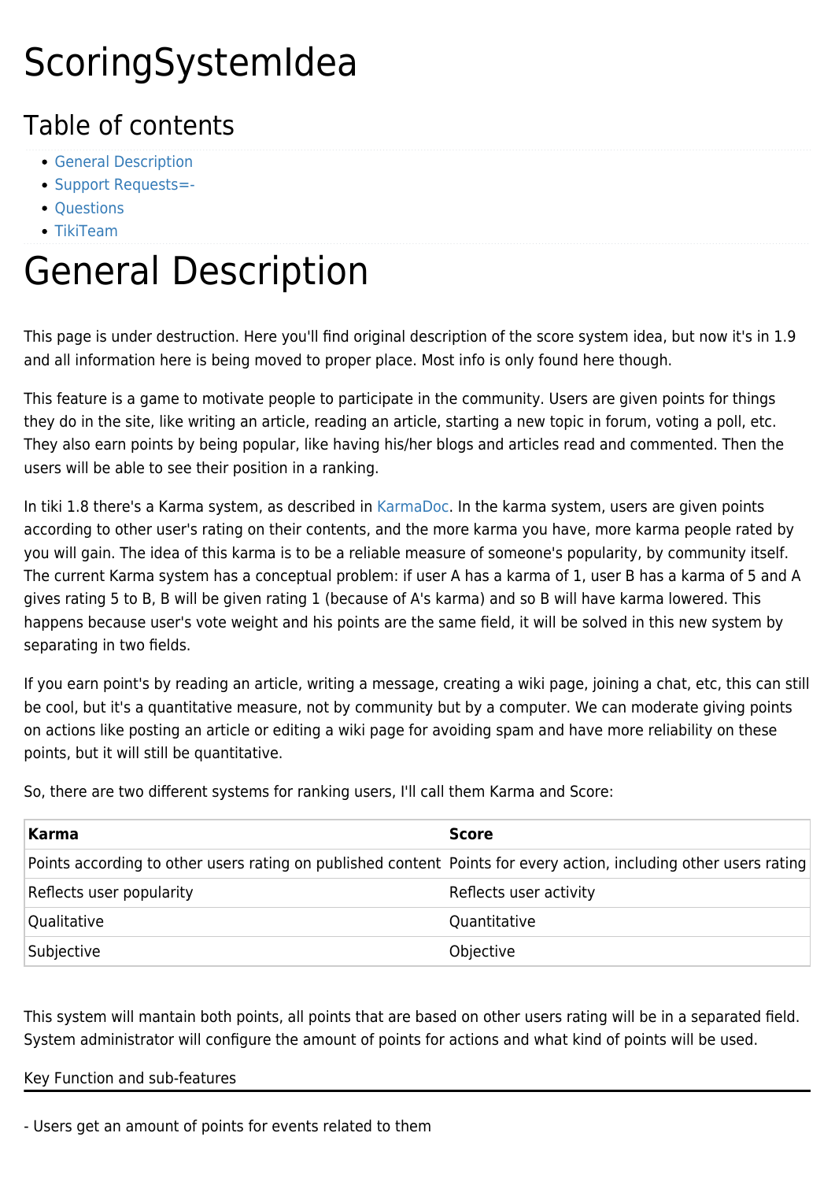# ScoringSystemIdea

## Table of contents

- General Description
- Support Requests=-
- Questions
- TikiTeam

# General Description

This page is under destruction. Here you'll find original description of the score system idea, but now it's in 1.9 and all information here is being moved to proper place. Most info is only found here though.

This feature is a game to motivate people to participate in the community. Users are given points for things they do in the site, like writing an article, reading an article, starting a new topic in forum, voting a poll, etc. They also earn points by being popular, like having his/her blogs and articles read and commented. Then the users will be able to see their position in a ranking.

In tiki 1.8 there's a Karma system, as described in KarmaDoc. In the karma system, users are given points according to other user's rating on their contents, and the more karma you have, more karma people rated by you will gain. The idea of this karma is to be a reliable measure of someone's popularity, by community itself. The current Karma system has a conceptual problem: if user A has a karma of 1, user B has a karma of 5 and A gives rating 5 to B, B will be given rating 1 (because of A's karma) and so B will have karma lowered. This happens because user's vote weight and his points are the same field, it will be solved in this new system by separating in two fields.

If you earn point's by reading an article, writing a message, creating a wiki page, joining a chat, etc, this can still be cool, but it's a quantitative measure, not by community but by a computer. We can moderate giving points on actions like posting an article or editing a wiki page for avoiding spam and have more reliability on these points, but it will still be quantitative.

So, there are two different systems for ranking users, I'll call them Karma and Score:

| Karma | Score |
|---|---|
| Points according to other users rating on published content | Points for every action, including other users rating |
| Reflects user popularity | Reflects user activity |
| Qualitative | Quantitative |
| Subjective | Objective |

This system will mantain both points, all points that are based on other users rating will be in a separated field. System administrator will configure the amount of points for actions and what kind of points will be used.

Key Function and sub-features

---

- Users get an amount of points for events related to them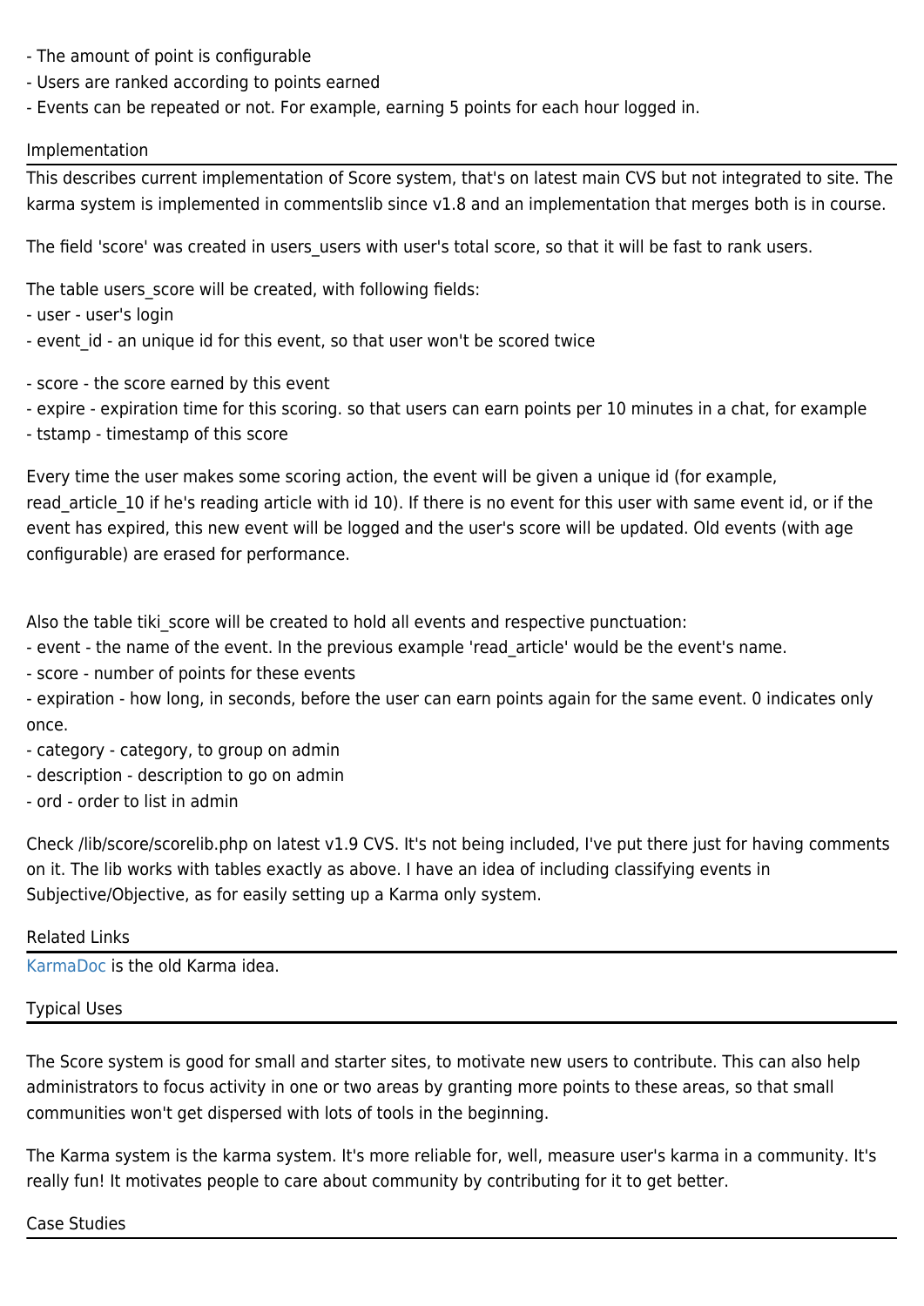- The amount of point is configurable
- Users are ranked according to points earned
- Events can be repeated or not. For example, earning 5 points for each hour logged in.

## Implementation

This describes current implementation of Score system, that's on latest main CVS but not integrated to site. The karma system is implemented in commentslib since v1.8 and an implementation that merges both is in course.

The field 'score' was created in users_users with user's total score, so that it will be fast to rank users.

The table users_score will be created, with following fields:
- user - user's login
- event_id - an unique id for this event, so that user won't be scored twice

- score - the score earned by this event
- expire - expiration time for this scoring. so that users can earn points per 10 minutes in a chat, for example
- tstamp - timestamp of this score

Every time the user makes some scoring action, the event will be given a unique id (for example, read_article_10 if he's reading article with id 10). If there is no event for this user with same event id, or if the event has expired, this new event will be logged and the user's score will be updated. Old events (with age configurable) are erased for performance.

Also the table tiki_score will be created to hold all events and respective punctuation:
- event - the name of the event. In the previous example 'read_article' would be the event's name.
- score - number of points for these events
- expiration - how long, in seconds, before the user can earn points again for the same event. 0 indicates only once.
- category - category, to group on admin
- description - description to go on admin
- ord - order to list in admin

Check /lib/score/scorelib.php on latest v1.9 CVS. It's not being included, I've put there just for having comments on it. The lib works with tables exactly as above. I have an idea of including classifying events in Subjective/Objective, as for easily setting up a Karma only system.

## Related Links

KarmaDoc is the old Karma idea.

## Typical Uses

The Score system is good for small and starter sites, to motivate new users to contribute. This can also help administrators to focus activity in one or two areas by granting more points to these areas, so that small communities won't get dispersed with lots of tools in the beginning.

The Karma system is the karma system. It's more reliable for, well, measure user's karma in a community. It's really fun! It motivates people to care about community by contributing for it to get better.

## Case Studies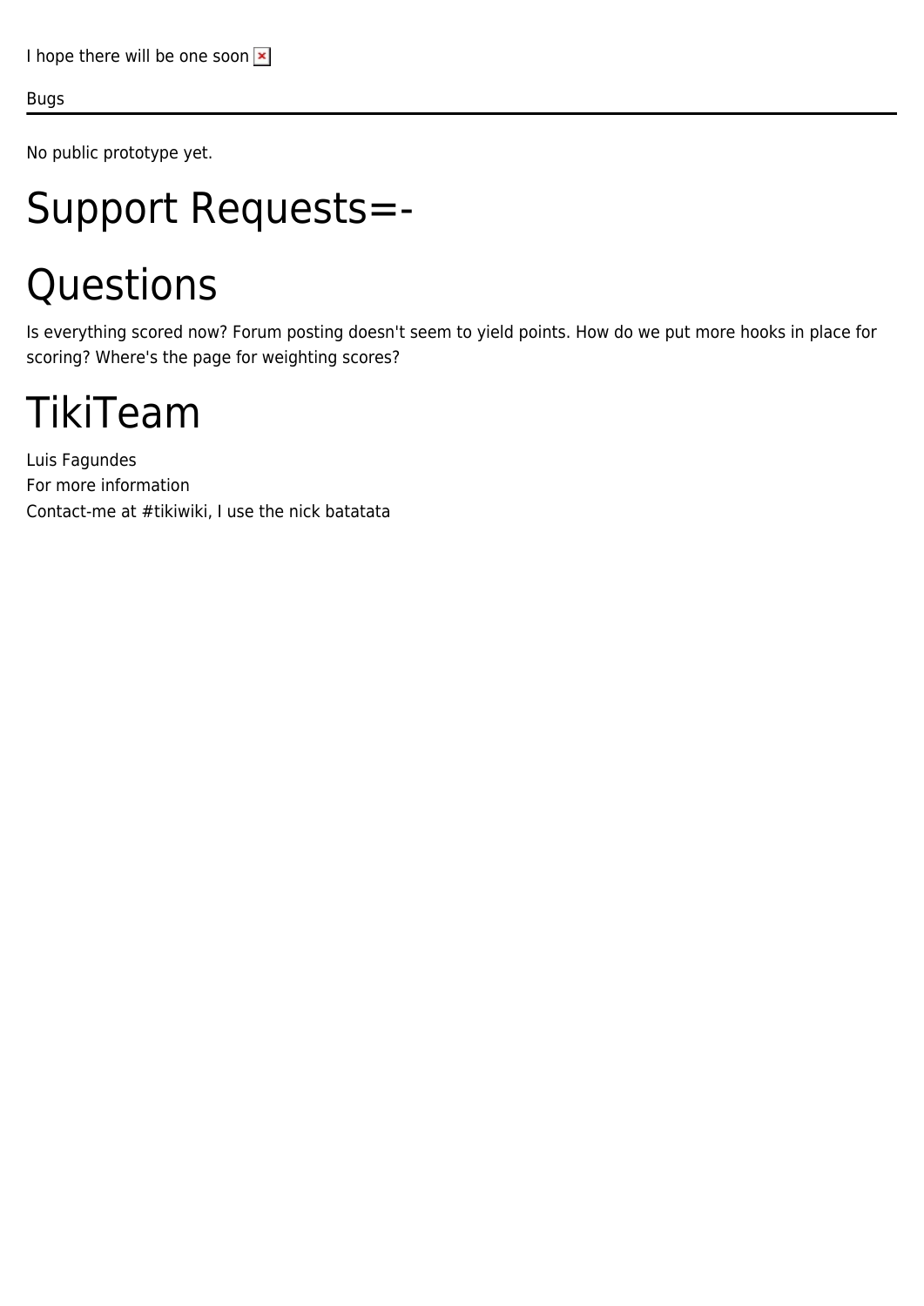I hope there will be one soon

Bugs

---

No public prototype yet.

# Support Requests=-

# Questions

Is everything scored now? Forum posting doesn't seem to yield points. How do we put more hooks in place for scoring? Where's the page for weighting scores?

# TikiTeam

Luis Fagundes
For more information
Contact-me at #tikiwiki, I use the nick batatata